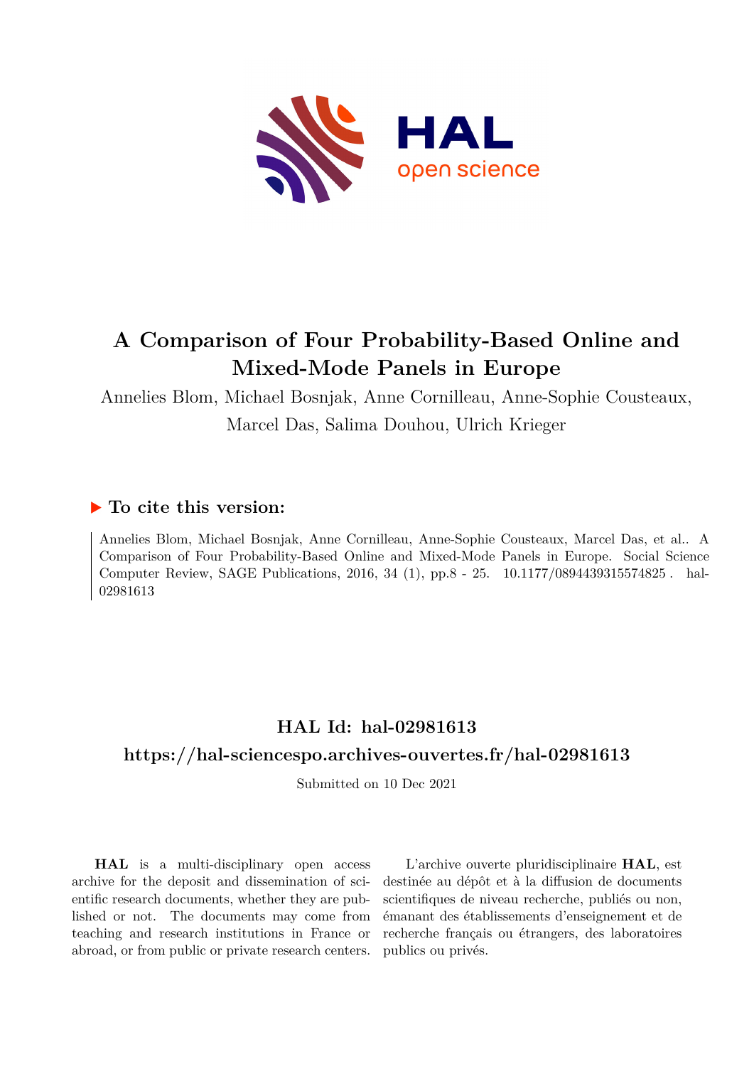# A Comparison of Four Probability-Based Online and Mixed-Mode Panels in Europe

Annelies Blom, Michael Bosnjak, Anne Cornilleau, Anne-Sophie Cousteaux, Marcel Das, Salima Douhou, Ulrich Krieger

## ▶ To cite this version:

Annelies Blom, Michael Bosnjak, Anne Cornilleau, Anne-Sophie Cousteaux, Marcel Das, et al.. A Comparison of Four Probability-Based Online and Mixed-Mode Panels in Europe. Social Science Computer Review, SAGE Publications, 2016, 34 (1), pp.8 - 25. 10.1177/0894439315574825 . hal-02981613

## HAL Id: hal-02981613

## https://hal-sciencespo.archives-ouvertes.fr/hal-02981613

Submitted on 10 Dec 2021

**HAL** is a multi-disciplinary open access archive for the deposit and dissemination of scientific research documents, whether they are published or not. The documents may come from teaching and research institutions in France or abroad, or from public or private research centers.

L'archive ouverte pluridisciplinaire **HAL**, est destinée au dépôt et à la diffusion de documents scientifiques de niveau recherche, publiés ou non, émanant des établissements d'enseignement et de recherche français ou étrangers, des laboratoires publics ou privés.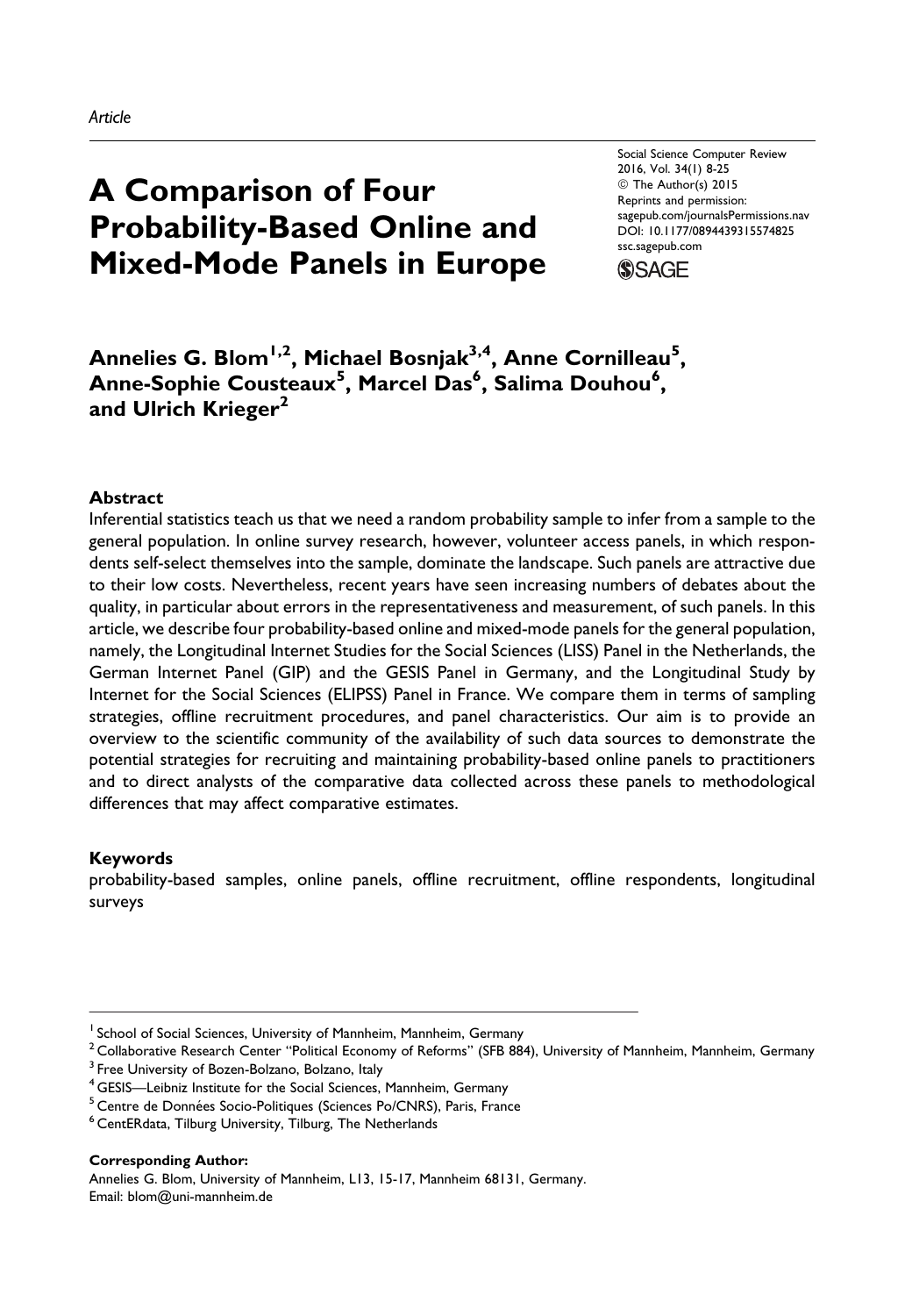*Article*

# A Comparison of Four Probability-Based Online and Mixed-Mode Panels in Europe

Social Science Computer Review
2016, Vol. 34(1) 8-25
© The Author(s) 2015
Reprints and permission:
sagepub.com/journalsPermissions.nav
DOI: 10.1177/0894439315574825
ssc.sagepub.com

**Annelies G. Blom[1,2], Michael Bosnjak[3,4], Anne Cornilleau[5], Anne-Sophie Cousteaux[5], Marcel Das[6], Salima Douhou[6], and Ulrich Krieger[2]**

## Abstract

Inferential statistics teach us that we need a random probability sample to infer from a sample to the general population. In online survey research, however, volunteer access panels, in which respondents self-select themselves into the sample, dominate the landscape. Such panels are attractive due to their low costs. Nevertheless, recent years have seen increasing numbers of debates about the quality, in particular about errors in the representativeness and measurement, of such panels. In this article, we describe four probability-based online and mixed-mode panels for the general population, namely, the Longitudinal Internet Studies for the Social Sciences (LISS) Panel in the Netherlands, the German Internet Panel (GIP) and the GESIS Panel in Germany, and the Longitudinal Study by Internet for the Social Sciences (ELIPSS) Panel in France. We compare them in terms of sampling strategies, offline recruitment procedures, and panel characteristics. Our aim is to provide an overview to the scientific community of the availability of such data sources to demonstrate the potential strategies for recruiting and maintaining probability-based online panels to practitioners and to direct analysts of the comparative data collected across these panels to methodological differences that may affect comparative estimates.

## Keywords

probability-based samples, online panels, offline recruitment, offline respondents, longitudinal surveys

---

[1] School of Social Sciences, University of Mannheim, Mannheim, Germany
[2] Collaborative Research Center "Political Economy of Reforms" (SFB 884), University of Mannheim, Mannheim, Germany
[3] Free University of Bozen-Bolzano, Bolzano, Italy
[4] GESIS—Leibniz Institute for the Social Sciences, Mannheim, Germany
[5] Centre de Données Socio-Politiques (Sciences Po/CNRS), Paris, France
[6] CentERdata, Tilburg University, Tilburg, The Netherlands

**Corresponding Author:**
Annelies G. Blom, University of Mannheim, L13, 15-17, Mannheim 68131, Germany.
Email: blom@uni-mannheim.de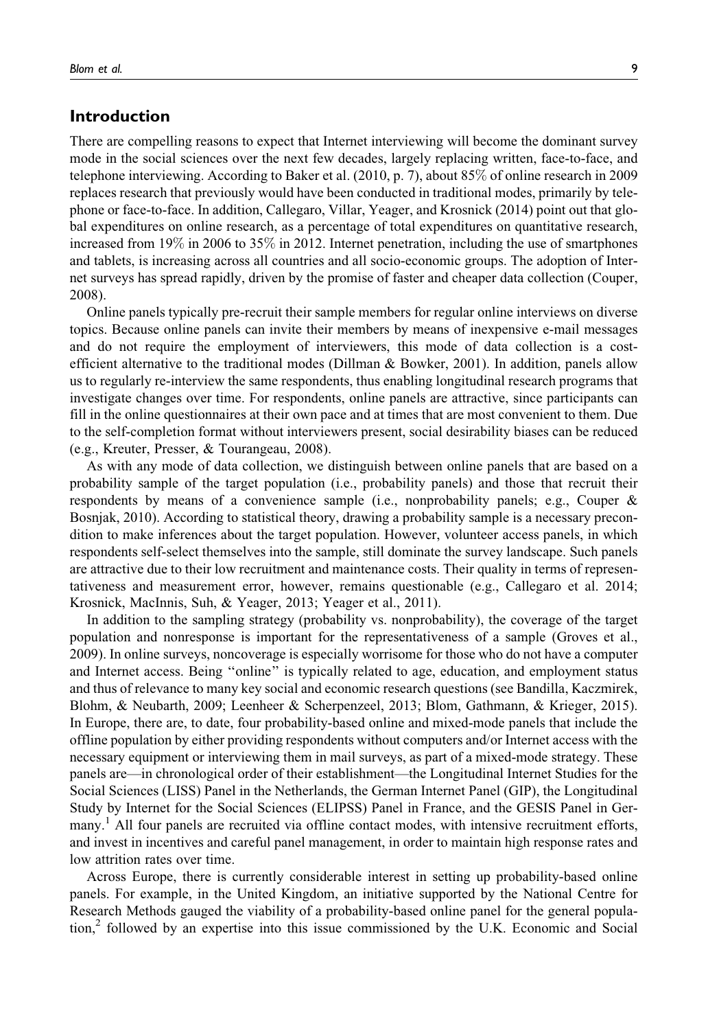## Introduction

There are compelling reasons to expect that Internet interviewing will become the dominant survey mode in the social sciences over the next few decades, largely replacing written, face-to-face, and telephone interviewing. According to Baker et al. (2010, p. 7), about 85% of online research in 2009 replaces research that previously would have been conducted in traditional modes, primarily by telephone or face-to-face. In addition, Callegaro, Villar, Yeager, and Krosnick (2014) point out that global expenditures on online research, as a percentage of total expenditures on quantitative research, increased from 19% in 2006 to 35% in 2012. Internet penetration, including the use of smartphones and tablets, is increasing across all countries and all socio-economic groups. The adoption of Internet surveys has spread rapidly, driven by the promise of faster and cheaper data collection (Couper, 2008).

Online panels typically pre-recruit their sample members for regular online interviews on diverse topics. Because online panels can invite their members by means of inexpensive e-mail messages and do not require the employment of interviewers, this mode of data collection is a cost-efficient alternative to the traditional modes (Dillman & Bowker, 2001). In addition, panels allow us to regularly re-interview the same respondents, thus enabling longitudinal research programs that investigate changes over time. For respondents, online panels are attractive, since participants can fill in the online questionnaires at their own pace and at times that are most convenient to them. Due to the self-completion format without interviewers present, social desirability biases can be reduced (e.g., Kreuter, Presser, & Tourangeau, 2008).

As with any mode of data collection, we distinguish between online panels that are based on a probability sample of the target population (i.e., probability panels) and those that recruit their respondents by means of a convenience sample (i.e., nonprobability panels; e.g., Couper & Bosnjak, 2010). According to statistical theory, drawing a probability sample is a necessary precondition to make inferences about the target population. However, volunteer access panels, in which respondents self-select themselves into the sample, still dominate the survey landscape. Such panels are attractive due to their low recruitment and maintenance costs. Their quality in terms of representativeness and measurement error, however, remains questionable (e.g., Callegaro et al. 2014; Krosnick, MacInnis, Suh, & Yeager, 2013; Yeager et al., 2011).

In addition to the sampling strategy (probability vs. nonprobability), the coverage of the target population and nonresponse is important for the representativeness of a sample (Groves et al., 2009). In online surveys, noncoverage is especially worrisome for those who do not have a computer and Internet access. Being "online" is typically related to age, education, and employment status and thus of relevance to many key social and economic research questions (see Bandilla, Kaczmirek, Blohm, & Neubarth, 2009; Leenheer & Scherpenzeel, 2013; Blom, Gathmann, & Krieger, 2015). In Europe, there are, to date, four probability-based online and mixed-mode panels that include the offline population by either providing respondents without computers and/or Internet access with the necessary equipment or interviewing them in mail surveys, as part of a mixed-mode strategy. These panels are—in chronological order of their establishment—the Longitudinal Internet Studies for the Social Sciences (LISS) Panel in the Netherlands, the German Internet Panel (GIP), the Longitudinal Study by Internet for the Social Sciences (ELIPSS) Panel in France, and the GESIS Panel in Germany.[1] All four panels are recruited via offline contact modes, with intensive recruitment efforts, and invest in incentives and careful panel management, in order to maintain high response rates and low attrition rates over time.

Across Europe, there is currently considerable interest in setting up probability-based online panels. For example, in the United Kingdom, an initiative supported by the National Centre for Research Methods gauged the viability of a probability-based online panel for the general population,[2] followed by an expertise into this issue commissioned by the U.K. Economic and Social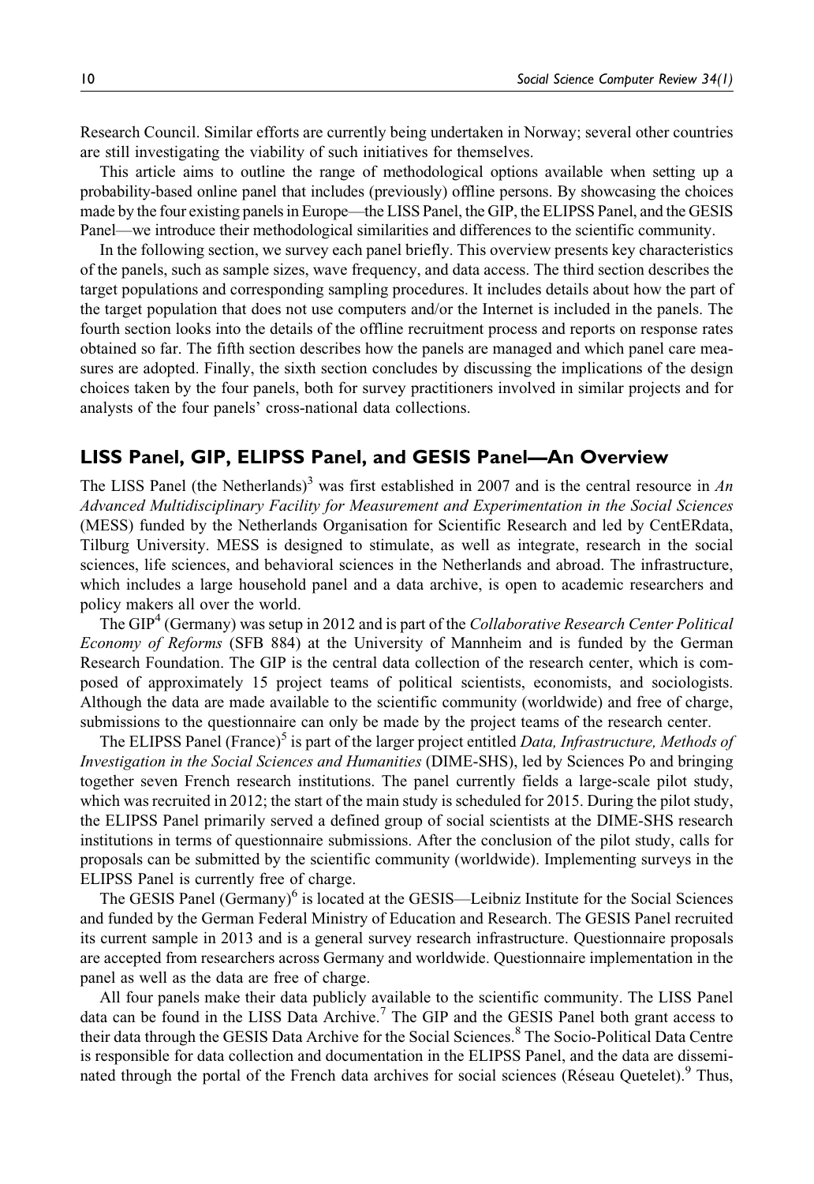Research Council. Similar efforts are currently being undertaken in Norway; several other countries are still investigating the viability of such initiatives for themselves.

This article aims to outline the range of methodological options available when setting up a probability-based online panel that includes (previously) offline persons. By showcasing the choices made by the four existing panels in Europe—the LISS Panel, the GIP, the ELIPSS Panel, and the GESIS Panel—we introduce their methodological similarities and differences to the scientific community.

In the following section, we survey each panel briefly. This overview presents key characteristics of the panels, such as sample sizes, wave frequency, and data access. The third section describes the target populations and corresponding sampling procedures. It includes details about how the part of the target population that does not use computers and/or the Internet is included in the panels. The fourth section looks into the details of the offline recruitment process and reports on response rates obtained so far. The fifth section describes how the panels are managed and which panel care measures are adopted. Finally, the sixth section concludes by discussing the implications of the design choices taken by the four panels, both for survey practitioners involved in similar projects and for analysts of the four panels' cross-national data collections.

## LISS Panel, GIP, ELIPSS Panel, and GESIS Panel—An Overview

The LISS Panel (the Netherlands)[3] was first established in 2007 and is the central resource in *An Advanced Multidisciplinary Facility for Measurement and Experimentation in the Social Sciences* (MESS) funded by the Netherlands Organisation for Scientific Research and led by CentERdata, Tilburg University. MESS is designed to stimulate, as well as integrate, research in the social sciences, life sciences, and behavioral sciences in the Netherlands and abroad. The infrastructure, which includes a large household panel and a data archive, is open to academic researchers and policy makers all over the world.

The GIP[4] (Germany) was setup in 2012 and is part of the *Collaborative Research Center Political Economy of Reforms* (SFB 884) at the University of Mannheim and is funded by the German Research Foundation. The GIP is the central data collection of the research center, which is composed of approximately 15 project teams of political scientists, economists, and sociologists. Although the data are made available to the scientific community (worldwide) and free of charge, submissions to the questionnaire can only be made by the project teams of the research center.

The ELIPSS Panel (France)[5] is part of the larger project entitled *Data, Infrastructure, Methods of Investigation in the Social Sciences and Humanities* (DIME-SHS), led by Sciences Po and bringing together seven French research institutions. The panel currently fields a large-scale pilot study, which was recruited in 2012; the start of the main study is scheduled for 2015. During the pilot study, the ELIPSS Panel primarily served a defined group of social scientists at the DIME-SHS research institutions in terms of questionnaire submissions. After the conclusion of the pilot study, calls for proposals can be submitted by the scientific community (worldwide). Implementing surveys in the ELIPSS Panel is currently free of charge.

The GESIS Panel (Germany)[6] is located at the GESIS—Leibniz Institute for the Social Sciences and funded by the German Federal Ministry of Education and Research. The GESIS Panel recruited its current sample in 2013 and is a general survey research infrastructure. Questionnaire proposals are accepted from researchers across Germany and worldwide. Questionnaire implementation in the panel as well as the data are free of charge.

All four panels make their data publicly available to the scientific community. The LISS Panel data can be found in the LISS Data Archive.[7] The GIP and the GESIS Panel both grant access to their data through the GESIS Data Archive for the Social Sciences.[8] The Socio-Political Data Centre is responsible for data collection and documentation in the ELIPSS Panel, and the data are disseminated through the portal of the French data archives for social sciences (Réseau Quetelet).[9] Thus,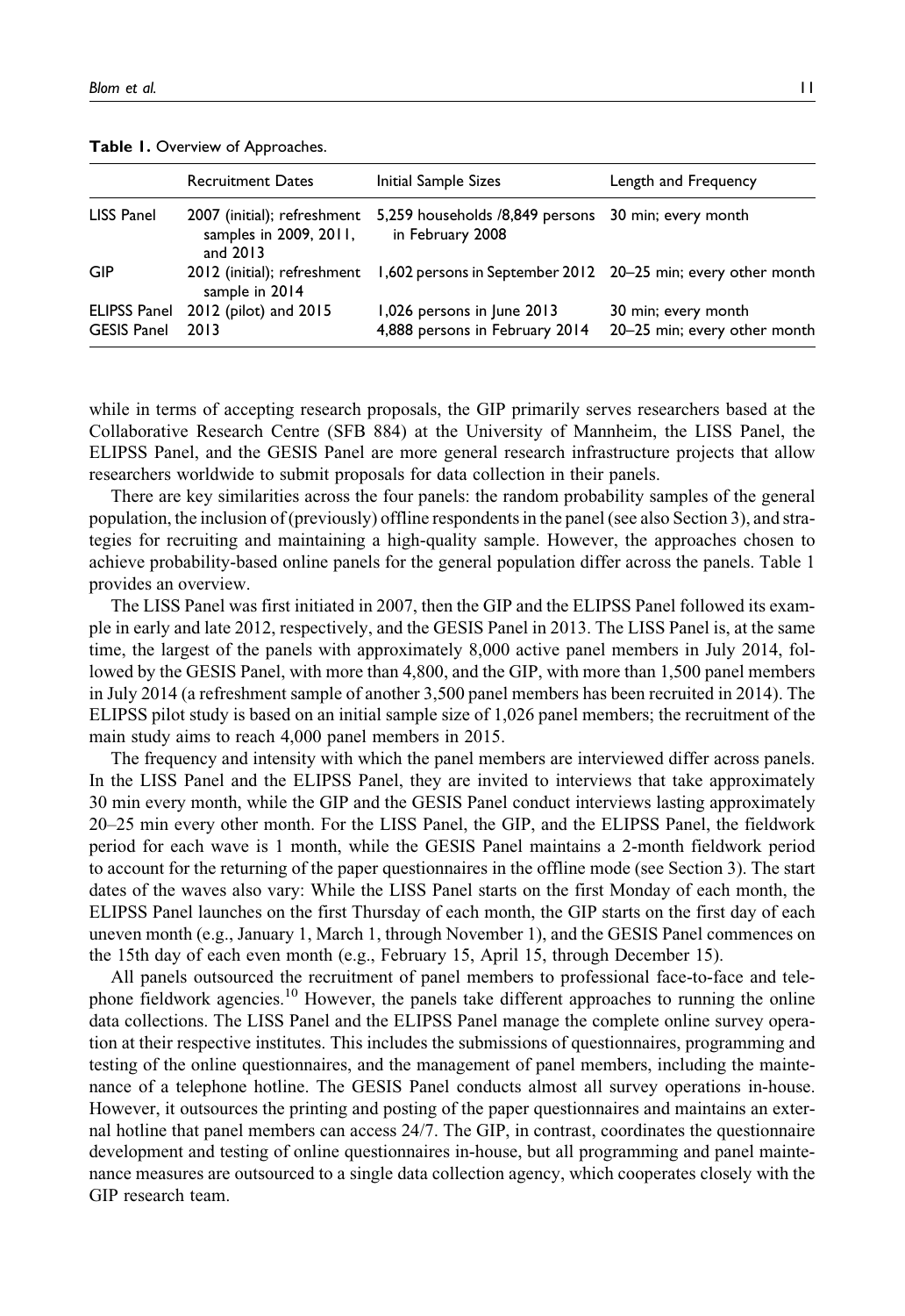**Table 1.** Overview of Approaches.

| | Recruitment Dates | Initial Sample Sizes | Length and Frequency |
|---|---|---|---|
| LISS Panel | 2007 (initial); refreshment samples in 2009, 2011, and 2013 | 5,259 households /8,849 persons in February 2008 | 30 min; every month |
| GIP | 2012 (initial); refreshment sample in 2014 | 1,602 persons in September 2012 | 20–25 min; every other month |
| ELIPSS Panel | 2012 (pilot) and 2015 | 1,026 persons in June 2013 | 30 min; every month |
| GESIS Panel | 2013 | 4,888 persons in February 2014 | 20–25 min; every other month |

while in terms of accepting research proposals, the GIP primarily serves researchers based at the Collaborative Research Centre (SFB 884) at the University of Mannheim, the LISS Panel, the ELIPSS Panel, and the GESIS Panel are more general research infrastructure projects that allow researchers worldwide to submit proposals for data collection in their panels.

There are key similarities across the four panels: the random probability samples of the general population, the inclusion of (previously) offline respondents in the panel (see also Section 3), and strategies for recruiting and maintaining a high-quality sample. However, the approaches chosen to achieve probability-based online panels for the general population differ across the panels. Table 1 provides an overview.

The LISS Panel was first initiated in 2007, then the GIP and the ELIPSS Panel followed its example in early and late 2012, respectively, and the GESIS Panel in 2013. The LISS Panel is, at the same time, the largest of the panels with approximately 8,000 active panel members in July 2014, followed by the GESIS Panel, with more than 4,800, and the GIP, with more than 1,500 panel members in July 2014 (a refreshment sample of another 3,500 panel members has been recruited in 2014). The ELIPSS pilot study is based on an initial sample size of 1,026 panel members; the recruitment of the main study aims to reach 4,000 panel members in 2015.

The frequency and intensity with which the panel members are interviewed differ across panels. In the LISS Panel and the ELIPSS Panel, they are invited to interviews that take approximately 30 min every month, while the GIP and the GESIS Panel conduct interviews lasting approximately 20–25 min every other month. For the LISS Panel, the GIP, and the ELIPSS Panel, the fieldwork period for each wave is 1 month, while the GESIS Panel maintains a 2-month fieldwork period to account for the returning of the paper questionnaires in the offline mode (see Section 3). The start dates of the waves also vary: While the LISS Panel starts on the first Monday of each month, the ELIPSS Panel launches on the first Thursday of each month, the GIP starts on the first day of each uneven month (e.g., January 1, March 1, through November 1), and the GESIS Panel commences on the 15th day of each even month (e.g., February 15, April 15, through December 15).

All panels outsourced the recruitment of panel members to professional face-to-face and telephone fieldwork agencies.[10] However, the panels take different approaches to running the online data collections. The LISS Panel and the ELIPSS Panel manage the complete online survey operation at their respective institutes. This includes the submissions of questionnaires, programming and testing of the online questionnaires, and the management of panel members, including the maintenance of a telephone hotline. The GESIS Panel conducts almost all survey operations in-house. However, it outsources the printing and posting of the paper questionnaires and maintains an external hotline that panel members can access 24/7. The GIP, in contrast, coordinates the questionnaire development and testing of online questionnaires in-house, but all programming and panel maintenance measures are outsourced to a single data collection agency, which cooperates closely with the GIP research team.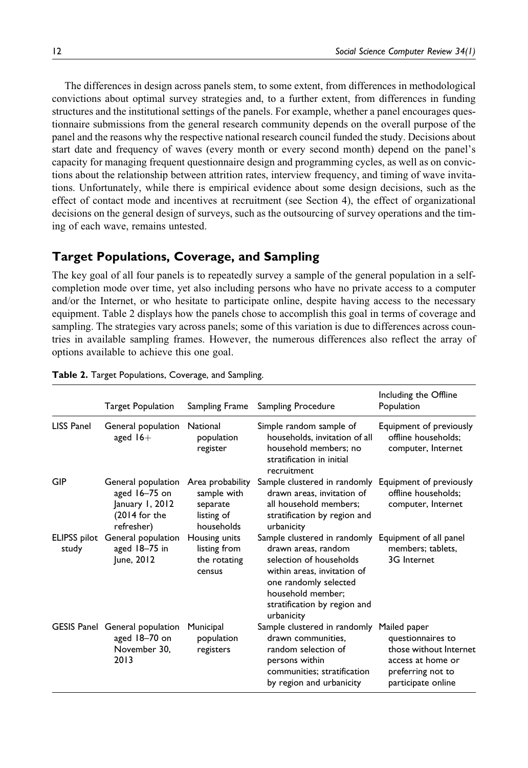The differences in design across panels stem, to some extent, from differences in methodological convictions about optimal survey strategies and, to a further extent, from differences in funding structures and the institutional settings of the panels. For example, whether a panel encourages questionnaire submissions from the general research community depends on the overall purpose of the panel and the reasons why the respective national research council funded the study. Decisions about start date and frequency of waves (every month or every second month) depend on the panel's capacity for managing frequent questionnaire design and programming cycles, as well as on convictions about the relationship between attrition rates, interview frequency, and timing of wave invitations. Unfortunately, while there is empirical evidence about some design decisions, such as the effect of contact mode and incentives at recruitment (see Section 4), the effect of organizational decisions on the general design of surveys, such as the outsourcing of survey operations and the timing of each wave, remains untested.

## Target Populations, Coverage, and Sampling

The key goal of all four panels is to repeatedly survey a sample of the general population in a self-completion mode over time, yet also including persons who have no private access to a computer and/or the Internet, or who hesitate to participate online, despite having access to the necessary equipment. Table 2 displays how the panels chose to accomplish this goal in terms of coverage and sampling. The strategies vary across panels; some of this variation is due to differences across countries in available sampling frames. However, the numerous differences also reflect the array of options available to achieve this one goal.

**Table 2.** Target Populations, Coverage, and Sampling.

| | Target Population | Sampling Frame | Sampling Procedure | Including the Offline Population |
|---|---|---|---|---|
| LISS Panel | General population aged 16+ | National population register | Simple random sample of households, invitation of all household members; no stratification in initial recruitment | Equipment of previously offline households; computer, Internet |
| GIP | General population aged 16–75 on January 1, 2012 (2014 for the refresher) | Area probability sample with separate listing of households | Sample clustered in randomly drawn areas, invitation of all household members; stratification by region and urbanicity | Equipment of previously offline households; computer, Internet |
| ELIPSS pilot study | General population aged 18–75 in June, 2012 | Housing units listing from the rotating census | Sample clustered in randomly drawn areas, random selection of households within areas, invitation of one randomly selected household member; stratification by region and urbanicity | Equipment of all panel members; tablets, 3G Internet |
| GESIS Panel | General population aged 18–70 on November 30, 2013 | Municipal population registers | Sample clustered in randomly drawn communities, random selection of persons within communities; stratification by region and urbanicity | Mailed paper questionnaires to those without Internet access at home or preferring not to participate online |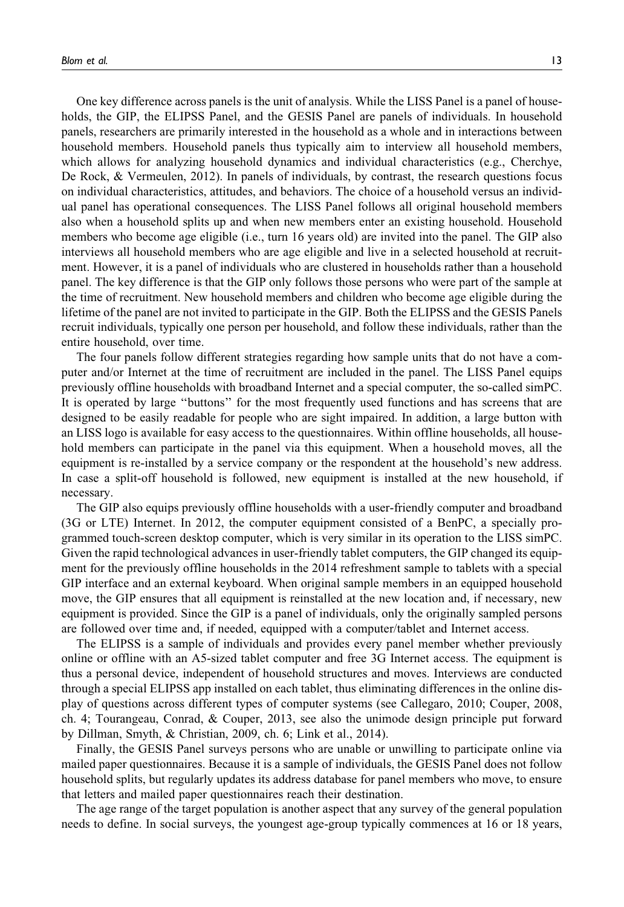One key difference across panels is the unit of analysis. While the LISS Panel is a panel of households, the GIP, the ELIPSS Panel, and the GESIS Panel are panels of individuals. In household panels, researchers are primarily interested in the household as a whole and in interactions between household members. Household panels thus typically aim to interview all household members, which allows for analyzing household dynamics and individual characteristics (e.g., Cherchye, De Rock, & Vermeulen, 2012). In panels of individuals, by contrast, the research questions focus on individual characteristics, attitudes, and behaviors. The choice of a household versus an individual panel has operational consequences. The LISS Panel follows all original household members also when a household splits up and when new members enter an existing household. Household members who become age eligible (i.e., turn 16 years old) are invited into the panel. The GIP also interviews all household members who are age eligible and live in a selected household at recruitment. However, it is a panel of individuals who are clustered in households rather than a household panel. The key difference is that the GIP only follows those persons who were part of the sample at the time of recruitment. New household members and children who become age eligible during the lifetime of the panel are not invited to participate in the GIP. Both the ELIPSS and the GESIS Panels recruit individuals, typically one person per household, and follow these individuals, rather than the entire household, over time.

The four panels follow different strategies regarding how sample units that do not have a computer and/or Internet at the time of recruitment are included in the panel. The LISS Panel equips previously offline households with broadband Internet and a special computer, the so-called simPC. It is operated by large "buttons" for the most frequently used functions and has screens that are designed to be easily readable for people who are sight impaired. In addition, a large button with an LISS logo is available for easy access to the questionnaires. Within offline households, all household members can participate in the panel via this equipment. When a household moves, all the equipment is re-installed by a service company or the respondent at the household's new address. In case a split-off household is followed, new equipment is installed at the new household, if necessary.

The GIP also equips previously offline households with a user-friendly computer and broadband (3G or LTE) Internet. In 2012, the computer equipment consisted of a BenPC, a specially programmed touch-screen desktop computer, which is very similar in its operation to the LISS simPC. Given the rapid technological advances in user-friendly tablet computers, the GIP changed its equipment for the previously offline households in the 2014 refreshment sample to tablets with a special GIP interface and an external keyboard. When original sample members in an equipped household move, the GIP ensures that all equipment is reinstalled at the new location and, if necessary, new equipment is provided. Since the GIP is a panel of individuals, only the originally sampled persons are followed over time and, if needed, equipped with a computer/tablet and Internet access.

The ELIPSS is a sample of individuals and provides every panel member whether previously online or offline with an A5-sized tablet computer and free 3G Internet access. The equipment is thus a personal device, independent of household structures and moves. Interviews are conducted through a special ELIPSS app installed on each tablet, thus eliminating differences in the online display of questions across different types of computer systems (see Callegaro, 2010; Couper, 2008, ch. 4; Tourangeau, Conrad, & Couper, 2013, see also the unimode design principle put forward by Dillman, Smyth, & Christian, 2009, ch. 6; Link et al., 2014).

Finally, the GESIS Panel surveys persons who are unable or unwilling to participate online via mailed paper questionnaires. Because it is a sample of individuals, the GESIS Panel does not follow household splits, but regularly updates its address database for panel members who move, to ensure that letters and mailed paper questionnaires reach their destination.

The age range of the target population is another aspect that any survey of the general population needs to define. In social surveys, the youngest age-group typically commences at 16 or 18 years,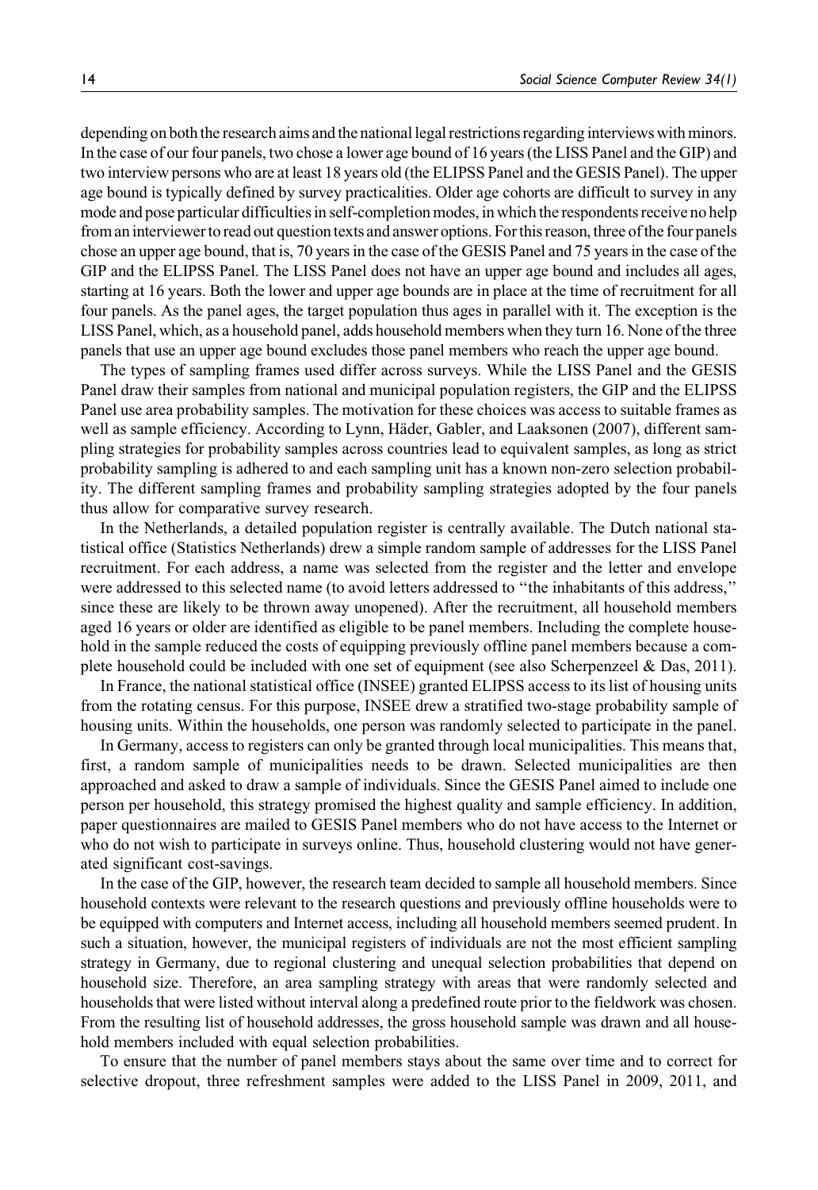depending on both the research aims and the national legal restrictions regarding interviews with minors. In the case of our four panels, two chose a lower age bound of 16 years (the LISS Panel and the GIP) and two interview persons who are at least 18 years old (the ELIPSS Panel and the GESIS Panel). The upper age bound is typically defined by survey practicalities. Older age cohorts are difficult to survey in any mode and pose particular difficulties in self-completion modes, in which the respondents receive no help from an interviewer to read out question texts and answer options. For this reason, three of the four panels chose an upper age bound, that is, 70 years in the case of the GESIS Panel and 75 years in the case of the GIP and the ELIPSS Panel. The LISS Panel does not have an upper age bound and includes all ages, starting at 16 years. Both the lower and upper age bounds are in place at the time of recruitment for all four panels. As the panel ages, the target population thus ages in parallel with it. The exception is the LISS Panel, which, as a household panel, adds household members when they turn 16. None of the three panels that use an upper age bound excludes those panel members who reach the upper age bound.

The types of sampling frames used differ across surveys. While the LISS Panel and the GESIS Panel draw their samples from national and municipal population registers, the GIP and the ELIPSS Panel use area probability samples. The motivation for these choices was access to suitable frames as well as sample efficiency. According to Lynn, Häder, Gabler, and Laaksonen (2007), different sampling strategies for probability samples across countries lead to equivalent samples, as long as strict probability sampling is adhered to and each sampling unit has a known non-zero selection probability. The different sampling frames and probability sampling strategies adopted by the four panels thus allow for comparative survey research.

In the Netherlands, a detailed population register is centrally available. The Dutch national statistical office (Statistics Netherlands) drew a simple random sample of addresses for the LISS Panel recruitment. For each address, a name was selected from the register and the letter and envelope were addressed to this selected name (to avoid letters addressed to "the inhabitants of this address," since these are likely to be thrown away unopened). After the recruitment, all household members aged 16 years or older are identified as eligible to be panel members. Including the complete household in the sample reduced the costs of equipping previously offline panel members because a complete household could be included with one set of equipment (see also Scherpenzeel & Das, 2011).

In France, the national statistical office (INSEE) granted ELIPSS access to its list of housing units from the rotating census. For this purpose, INSEE drew a stratified two-stage probability sample of housing units. Within the households, one person was randomly selected to participate in the panel.

In Germany, access to registers can only be granted through local municipalities. This means that, first, a random sample of municipalities needs to be drawn. Selected municipalities are then approached and asked to draw a sample of individuals. Since the GESIS Panel aimed to include one person per household, this strategy promised the highest quality and sample efficiency. In addition, paper questionnaires are mailed to GESIS Panel members who do not have access to the Internet or who do not wish to participate in surveys online. Thus, household clustering would not have generated significant cost-savings.

In the case of the GIP, however, the research team decided to sample all household members. Since household contexts were relevant to the research questions and previously offline households were to be equipped with computers and Internet access, including all household members seemed prudent. In such a situation, however, the municipal registers of individuals are not the most efficient sampling strategy in Germany, due to regional clustering and unequal selection probabilities that depend on household size. Therefore, an area sampling strategy with areas that were randomly selected and households that were listed without interval along a predefined route prior to the fieldwork was chosen. From the resulting list of household addresses, the gross household sample was drawn and all household members included with equal selection probabilities.

To ensure that the number of panel members stays about the same over time and to correct for selective dropout, three refreshment samples were added to the LISS Panel in 2009, 2011, and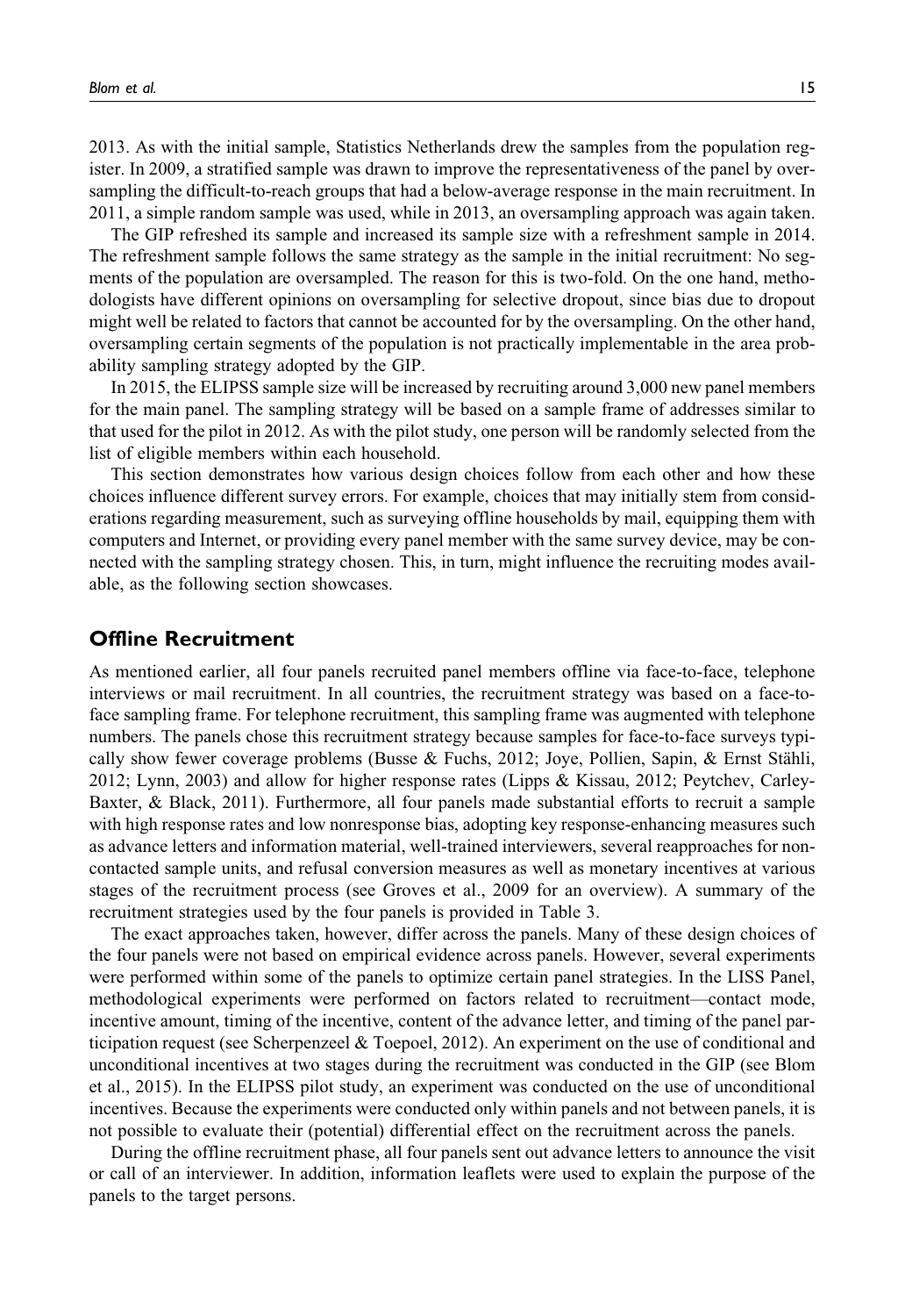2013. As with the initial sample, Statistics Netherlands drew the samples from the population register. In 2009, a stratified sample was drawn to improve the representativeness of the panel by oversampling the difficult-to-reach groups that had a below-average response in the main recruitment. In 2011, a simple random sample was used, while in 2013, an oversampling approach was again taken.

The GIP refreshed its sample and increased its sample size with a refreshment sample in 2014. The refreshment sample follows the same strategy as the sample in the initial recruitment: No segments of the population are oversampled. The reason for this is two-fold. On the one hand, methodologists have different opinions on oversampling for selective dropout, since bias due to dropout might well be related to factors that cannot be accounted for by the oversampling. On the other hand, oversampling certain segments of the population is not practically implementable in the area probability sampling strategy adopted by the GIP.

In 2015, the ELIPSS sample size will be increased by recruiting around 3,000 new panel members for the main panel. The sampling strategy will be based on a sample frame of addresses similar to that used for the pilot in 2012. As with the pilot study, one person will be randomly selected from the list of eligible members within each household.

This section demonstrates how various design choices follow from each other and how these choices influence different survey errors. For example, choices that may initially stem from considerations regarding measurement, such as surveying offline households by mail, equipping them with computers and Internet, or providing every panel member with the same survey device, may be connected with the sampling strategy chosen. This, in turn, might influence the recruiting modes available, as the following section showcases.

## Offline Recruitment

As mentioned earlier, all four panels recruited panel members offline via face-to-face, telephone interviews or mail recruitment. In all countries, the recruitment strategy was based on a face-to-face sampling frame. For telephone recruitment, this sampling frame was augmented with telephone numbers. The panels chose this recruitment strategy because samples for face-to-face surveys typically show fewer coverage problems (Busse & Fuchs, 2012; Joye, Pollien, Sapin, & Ernst Stähli, 2012; Lynn, 2003) and allow for higher response rates (Lipps & Kissau, 2012; Peytchev, Carley-Baxter, & Black, 2011). Furthermore, all four panels made substantial efforts to recruit a sample with high response rates and low nonresponse bias, adopting key response-enhancing measures such as advance letters and information material, well-trained interviewers, several reapproaches for noncontacted sample units, and refusal conversion measures as well as monetary incentives at various stages of the recruitment process (see Groves et al., 2009 for an overview). A summary of the recruitment strategies used by the four panels is provided in Table 3.

The exact approaches taken, however, differ across the panels. Many of these design choices of the four panels were not based on empirical evidence across panels. However, several experiments were performed within some of the panels to optimize certain panel strategies. In the LISS Panel, methodological experiments were performed on factors related to recruitment—contact mode, incentive amount, timing of the incentive, content of the advance letter, and timing of the panel participation request (see Scherpenzeel & Toepoel, 2012). An experiment on the use of conditional and unconditional incentives at two stages during the recruitment was conducted in the GIP (see Blom et al., 2015). In the ELIPSS pilot study, an experiment was conducted on the use of unconditional incentives. Because the experiments were conducted only within panels and not between panels, it is not possible to evaluate their (potential) differential effect on the recruitment across the panels.

During the offline recruitment phase, all four panels sent out advance letters to announce the visit or call of an interviewer. In addition, information leaflets were used to explain the purpose of the panels to the target persons.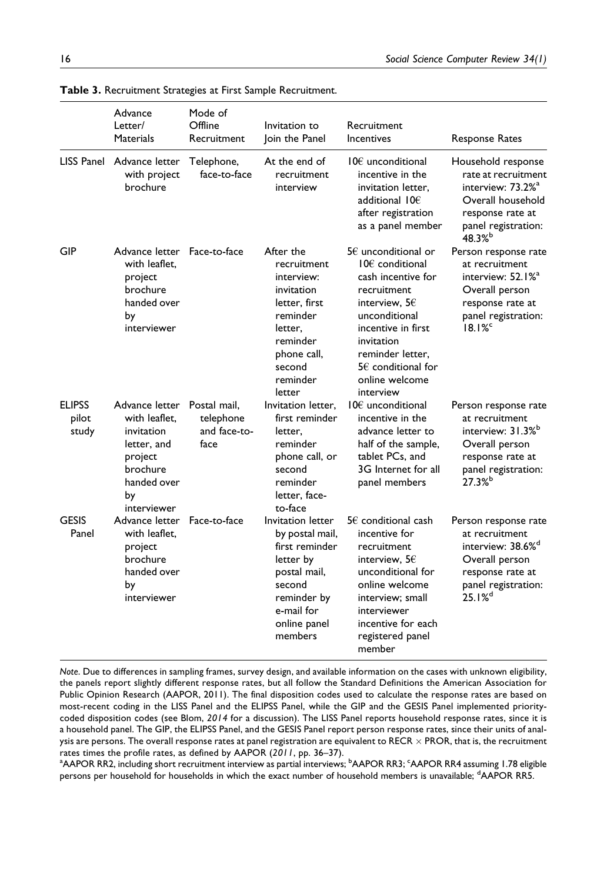**Table 3.** Recruitment Strategies at First Sample Recruitment.

| | Advance Letter/ Materials | Mode of Offline Recruitment | Invitation to Join the Panel | Recruitment Incentives | Response Rates |
|---|---|---|---|---|---|
| LISS Panel | Advance letter with project brochure | Telephone, face-to-face | At the end of recruitment interview | 10€ unconditional incentive in the invitation letter, additional 10€ after registration as a panel member | Household response rate at recruitment interview: 73.2%[a] Overall household response rate at panel registration: 48.3%[b] |
| GIP | Advance letter with leaflet, project brochure handed over by interviewer | Face-to-face | After the recruitment interview: invitation letter, first reminder letter, reminder phone call, second reminder letter | 5€ unconditional or 10€ conditional cash incentive for recruitment interview, 5€ unconditional incentive in first invitation reminder letter, 5€ conditional for online welcome interview | Person response rate at recruitment interview: 52.1%[a] Overall person response rate at panel registration: 18.1%[c] |
| ELIPSS pilot study | Advance letter with leaflet, invitation letter, and project brochure handed over by interviewer | Postal mail, telephone and face-to-face | Invitation letter, first reminder letter, reminder phone call, or second reminder letter, face-to-face | 10€ unconditional incentive in the advance letter to half of the sample, tablet PCs, and 3G Internet for all panel members | Person response rate at recruitment interview: 31.3%[b] Overall person response rate at panel registration: 27.3%[b] |
| GESIS Panel | Advance letter with leaflet, project brochure handed over by interviewer | Face-to-face | Invitation letter by postal mail, first reminder letter by postal mail, second reminder by e-mail for online panel members | 5€ conditional cash incentive for recruitment interview, 5€ unconditional for online welcome interview; small interviewer incentive for each registered panel member | Person response rate at recruitment interview: 38.6%[d] Overall person response rate at panel registration: 25.1%[d] |

*Note.* Due to differences in sampling frames, survey design, and available information on the cases with unknown eligibility, the panels report slightly different response rates, but all follow the Standard Definitions the American Association for Public Opinion Research (AAPOR, 2011). The final disposition codes used to calculate the response rates are based on most-recent coding in the LISS Panel and the ELIPSS Panel, while the GIP and the GESIS Panel implemented priority-coded disposition codes (see Blom, *2014* for a discussion). The LISS Panel reports household response rates, since it is a household panel. The GIP, the ELIPSS Panel, and the GESIS Panel report person response rates, since their units of analysis are persons. The overall response rates at panel registration are equivalent to RECR × PROR, that is, the recruitment rates times the profile rates, as defined by AAPOR (*2011*, pp. 36–37).

[a]AAPOR RR2, including short recruitment interview as partial interviews; [b]AAPOR RR3; [c]AAPOR RR4 assuming 1.78 eligible persons per household for households in which the exact number of household members is unavailable; [d]AAPOR RR5.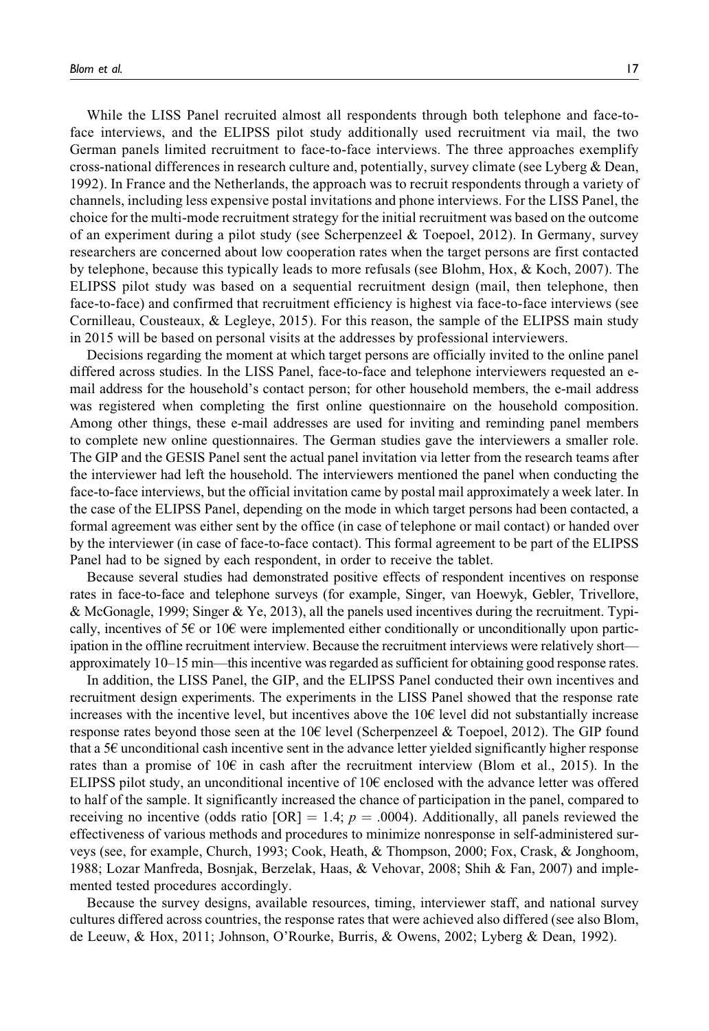While the LISS Panel recruited almost all respondents through both telephone and face-to-face interviews, and the ELIPSS pilot study additionally used recruitment via mail, the two German panels limited recruitment to face-to-face interviews. The three approaches exemplify cross-national differences in research culture and, potentially, survey climate (see Lyberg & Dean, 1992). In France and the Netherlands, the approach was to recruit respondents through a variety of channels, including less expensive postal invitations and phone interviews. For the LISS Panel, the choice for the multi-mode recruitment strategy for the initial recruitment was based on the outcome of an experiment during a pilot study (see Scherpenzeel & Toepoel, 2012). In Germany, survey researchers are concerned about low cooperation rates when the target persons are first contacted by telephone, because this typically leads to more refusals (see Blohm, Hox, & Koch, 2007). The ELIPSS pilot study was based on a sequential recruitment design (mail, then telephone, then face-to-face) and confirmed that recruitment efficiency is highest via face-to-face interviews (see Cornilleau, Cousteaux, & Legleye, 2015). For this reason, the sample of the ELIPSS main study in 2015 will be based on personal visits at the addresses by professional interviewers.

Decisions regarding the moment at which target persons are officially invited to the online panel differed across studies. In the LISS Panel, face-to-face and telephone interviewers requested an e-mail address for the household's contact person; for other household members, the e-mail address was registered when completing the first online questionnaire on the household composition. Among other things, these e-mail addresses are used for inviting and reminding panel members to complete new online questionnaires. The German studies gave the interviewers a smaller role. The GIP and the GESIS Panel sent the actual panel invitation via letter from the research teams after the interviewer had left the household. The interviewers mentioned the panel when conducting the face-to-face interviews, but the official invitation came by postal mail approximately a week later. In the case of the ELIPSS Panel, depending on the mode in which target persons had been contacted, a formal agreement was either sent by the office (in case of telephone or mail contact) or handed over by the interviewer (in case of face-to-face contact). This formal agreement to be part of the ELIPSS Panel had to be signed by each respondent, in order to receive the tablet.

Because several studies had demonstrated positive effects of respondent incentives on response rates in face-to-face and telephone surveys (for example, Singer, van Hoewyk, Gebler, Trivellore, & McGonagle, 1999; Singer & Ye, 2013), all the panels used incentives during the recruitment. Typically, incentives of 5€ or 10€ were implemented either conditionally or unconditionally upon participation in the offline recruitment interview. Because the recruitment interviews were relatively short—approximately 10–15 min—this incentive was regarded as sufficient for obtaining good response rates.

In addition, the LISS Panel, the GIP, and the ELIPSS Panel conducted their own incentives and recruitment design experiments. The experiments in the LISS Panel showed that the response rate increases with the incentive level, but incentives above the 10€ level did not substantially increase response rates beyond those seen at the 10€ level (Scherpenzeel & Toepoel, 2012). The GIP found that a 5€ unconditional cash incentive sent in the advance letter yielded significantly higher response rates than a promise of 10€ in cash after the recruitment interview (Blom et al., 2015). In the ELIPSS pilot study, an unconditional incentive of 10€ enclosed with the advance letter was offered to half of the sample. It significantly increased the chance of participation in the panel, compared to receiving no incentive (odds ratio [OR] $= 1.4$; $p = .0004$). Additionally, all panels reviewed the effectiveness of various methods and procedures to minimize nonresponse in self-administered surveys (see, for example, Church, 1993; Cook, Heath, & Thompson, 2000; Fox, Crask, & Jonghoom, 1988; Lozar Manfreda, Bosnjak, Berzelak, Haas, & Vehovar, 2008; Shih & Fan, 2007) and implemented tested procedures accordingly.

Because the survey designs, available resources, timing, interviewer staff, and national survey cultures differed across countries, the response rates that were achieved also differed (see also Blom, de Leeuw, & Hox, 2011; Johnson, O'Rourke, Burris, & Owens, 2002; Lyberg & Dean, 1992).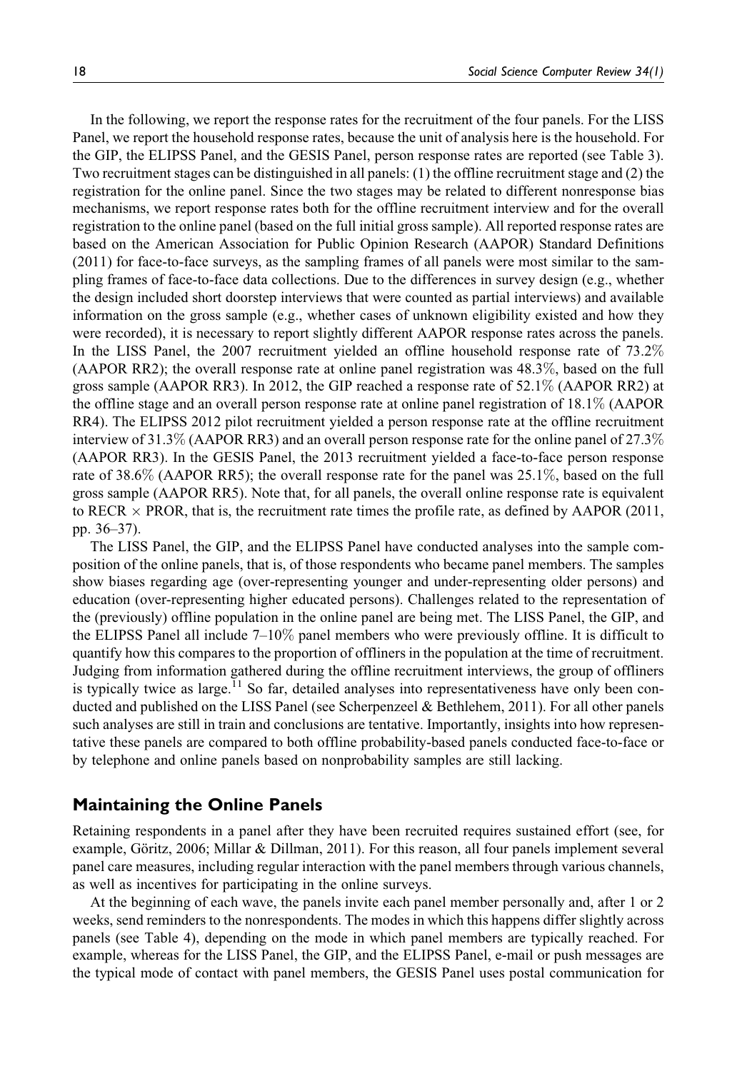In the following, we report the response rates for the recruitment of the four panels. For the LISS Panel, we report the household response rates, because the unit of analysis here is the household. For the GIP, the ELIPSS Panel, and the GESIS Panel, person response rates are reported (see Table 3). Two recruitment stages can be distinguished in all panels: (1) the offline recruitment stage and (2) the registration for the online panel. Since the two stages may be related to different nonresponse bias mechanisms, we report response rates both for the offline recruitment interview and for the overall registration to the online panel (based on the full initial gross sample). All reported response rates are based on the American Association for Public Opinion Research (AAPOR) Standard Definitions (2011) for face-to-face surveys, as the sampling frames of all panels were most similar to the sampling frames of face-to-face data collections. Due to the differences in survey design (e.g., whether the design included short doorstep interviews that were counted as partial interviews) and available information on the gross sample (e.g., whether cases of unknown eligibility existed and how they were recorded), it is necessary to report slightly different AAPOR response rates across the panels. In the LISS Panel, the 2007 recruitment yielded an offline household response rate of 73.2% (AAPOR RR2); the overall response rate at online panel registration was 48.3%, based on the full gross sample (AAPOR RR3). In 2012, the GIP reached a response rate of 52.1% (AAPOR RR2) at the offline stage and an overall person response rate at online panel registration of 18.1% (AAPOR RR4). The ELIPSS 2012 pilot recruitment yielded a person response rate at the offline recruitment interview of 31.3% (AAPOR RR3) and an overall person response rate for the online panel of 27.3% (AAPOR RR3). In the GESIS Panel, the 2013 recruitment yielded a face-to-face person response rate of 38.6% (AAPOR RR5); the overall response rate for the panel was 25.1%, based on the full gross sample (AAPOR RR5). Note that, for all panels, the overall online response rate is equivalent to RECR $\times$ PROR, that is, the recruitment rate times the profile rate, as defined by AAPOR (2011, pp. 36–37).

The LISS Panel, the GIP, and the ELIPSS Panel have conducted analyses into the sample composition of the online panels, that is, of those respondents who became panel members. The samples show biases regarding age (over-representing younger and under-representing older persons) and education (over-representing higher educated persons). Challenges related to the representation of the (previously) offline population in the online panel are being met. The LISS Panel, the GIP, and the ELIPSS Panel all include 7–10% panel members who were previously offline. It is difficult to quantify how this compares to the proportion of offliners in the population at the time of recruitment. Judging from information gathered during the offline recruitment interviews, the group of offliners is typically twice as large.[11] So far, detailed analyses into representativeness have only been conducted and published on the LISS Panel (see Scherpenzeel & Bethlehem, 2011). For all other panels such analyses are still in train and conclusions are tentative. Importantly, insights into how representative these panels are compared to both offline probability-based panels conducted face-to-face or by telephone and online panels based on nonprobability samples are still lacking.

## Maintaining the Online Panels

Retaining respondents in a panel after they have been recruited requires sustained effort (see, for example, Göritz, 2006; Millar & Dillman, 2011). For this reason, all four panels implement several panel care measures, including regular interaction with the panel members through various channels, as well as incentives for participating in the online surveys.

At the beginning of each wave, the panels invite each panel member personally and, after 1 or 2 weeks, send reminders to the nonrespondents. The modes in which this happens differ slightly across panels (see Table 4), depending on the mode in which panel members are typically reached. For example, whereas for the LISS Panel, the GIP, and the ELIPSS Panel, e-mail or push messages are the typical mode of contact with panel members, the GESIS Panel uses postal communication for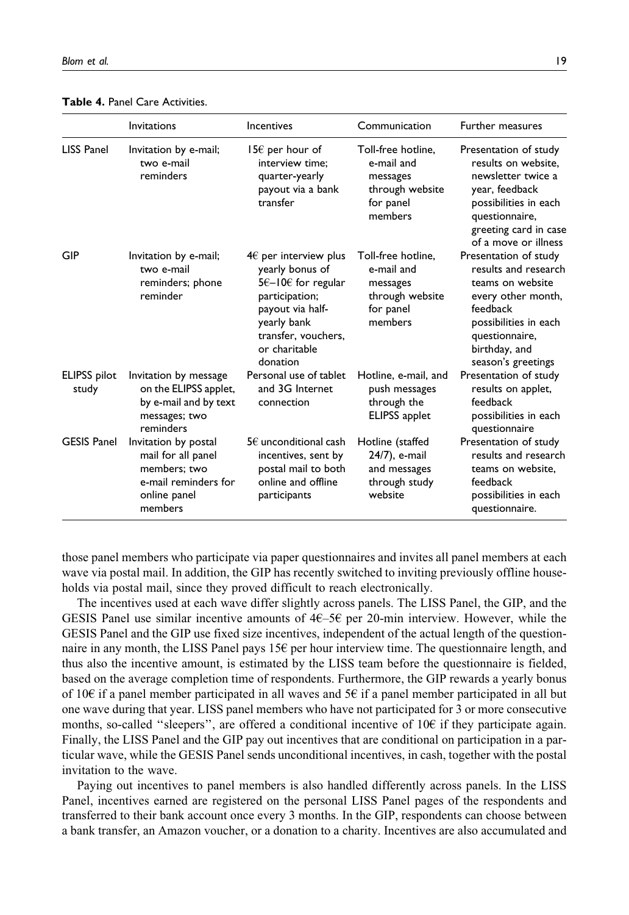**Table 4.** Panel Care Activities.

| | Invitations | Incentives | Communication | Further measures |
|---|---|---|---|---|
| LISS Panel | Invitation by e-mail; two e-mail reminders | 15€ per hour of interview time; quarter-yearly payout via a bank transfer | Toll-free hotline, e-mail and messages through website for panel members | Presentation of study results on website, newsletter twice a year, feedback possibilities in each questionnaire, greeting card in case of a move or illness |
| GIP | Invitation by e-mail; two e-mail reminders; phone reminder | 4€ per interview plus yearly bonus of 5€–10€ for regular participation; payout via half-yearly bank transfer, vouchers, or charitable donation | Toll-free hotline, e-mail and messages through website for panel members | Presentation of study results and research teams on website every other month, feedback possibilities in each questionnaire, birthday, and season's greetings |
| ELIPSS pilot study | Invitation by message on the ELIPSS applet, by e-mail and by text messages; two reminders | Personal use of tablet and 3G Internet connection | Hotline, e-mail, and push messages through the ELIPSS applet | Presentation of study results on applet, feedback possibilities in each questionnaire |
| GESIS Panel | Invitation by postal mail for all panel members; two e-mail reminders for online panel members | 5€ unconditional cash incentives, sent by postal mail to both online and offline participants | Hotline (staffed 24/7), e-mail and messages through study website | Presentation of study results and research teams on website, feedback possibilities in each questionnaire. |

those panel members who participate via paper questionnaires and invites all panel members at each wave via postal mail. In addition, the GIP has recently switched to inviting previously offline households via postal mail, since they proved difficult to reach electronically.

The incentives used at each wave differ slightly across panels. The LISS Panel, the GIP, and the GESIS Panel use similar incentive amounts of 4€–5€ per 20-min interview. However, while the GESIS Panel and the GIP use fixed size incentives, independent of the actual length of the questionnaire in any month, the LISS Panel pays 15€ per hour interview time. The questionnaire length, and thus also the incentive amount, is estimated by the LISS team before the questionnaire is fielded, based on the average completion time of respondents. Furthermore, the GIP rewards a yearly bonus of 10€ if a panel member participated in all waves and 5€ if a panel member participated in all but one wave during that year. LISS panel members who have not participated for 3 or more consecutive months, so-called "sleepers", are offered a conditional incentive of 10€ if they participate again. Finally, the LISS Panel and the GIP pay out incentives that are conditional on participation in a particular wave, while the GESIS Panel sends unconditional incentives, in cash, together with the postal invitation to the wave.

Paying out incentives to panel members is also handled differently across panels. In the LISS Panel, incentives earned are registered on the personal LISS Panel pages of the respondents and transferred to their bank account once every 3 months. In the GIP, respondents can choose between a bank transfer, an Amazon voucher, or a donation to a charity. Incentives are also accumulated and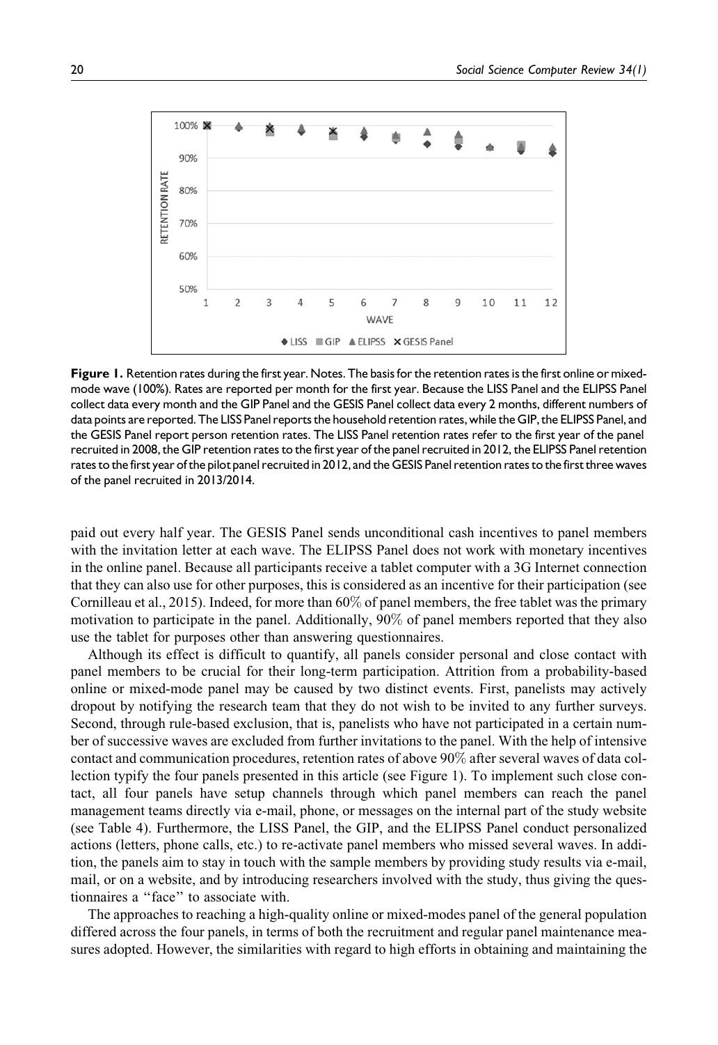**Figure 1.** Retention rates during the first year. Notes. The basis for the retention rates is the first online or mixed-mode wave (100%). Rates are reported per month for the first year. Because the LISS Panel and the ELIPSS Panel collect data every month and the GIP Panel and the GESIS Panel collect data every 2 months, different numbers of data points are reported. The LISS Panel reports the household retention rates, while the GIP, the ELIPSS Panel, and the GESIS Panel report person retention rates. The LISS Panel retention rates refer to the first year of the panel recruited in 2008, the GIP retention rates to the first year of the panel recruited in 2012, the ELIPSS Panel retention rates to the first year of the pilot panel recruited in 2012, and the GESIS Panel retention rates to the first three waves of the panel recruited in 2013/2014.

paid out every half year. The GESIS Panel sends unconditional cash incentives to panel members with the invitation letter at each wave. The ELIPSS Panel does not work with monetary incentives in the online panel. Because all participants receive a tablet computer with a 3G Internet connection that they can also use for other purposes, this is considered as an incentive for their participation (see Cornilleau et al., 2015). Indeed, for more than 60% of panel members, the free tablet was the primary motivation to participate in the panel. Additionally, 90% of panel members reported that they also use the tablet for purposes other than answering questionnaires.

Although its effect is difficult to quantify, all panels consider personal and close contact with panel members to be crucial for their long-term participation. Attrition from a probability-based online or mixed-mode panel may be caused by two distinct events. First, panelists may actively dropout by notifying the research team that they do not wish to be invited to any further surveys. Second, through rule-based exclusion, that is, panelists who have not participated in a certain number of successive waves are excluded from further invitations to the panel. With the help of intensive contact and communication procedures, retention rates of above 90% after several waves of data collection typify the four panels presented in this article (see Figure 1). To implement such close contact, all four panels have setup channels through which panel members can reach the panel management teams directly via e-mail, phone, or messages on the internal part of the study website (see Table 4). Furthermore, the LISS Panel, the GIP, and the ELIPSS Panel conduct personalized actions (letters, phone calls, etc.) to re-activate panel members who missed several waves. In addition, the panels aim to stay in touch with the sample members by providing study results via e-mail, mail, or on a website, and by introducing researchers involved with the study, thus giving the questionnaires a "face" to associate with.

The approaches to reaching a high-quality online or mixed-modes panel of the general population differed across the four panels, in terms of both the recruitment and regular panel maintenance measures adopted. However, the similarities with regard to high efforts in obtaining and maintaining the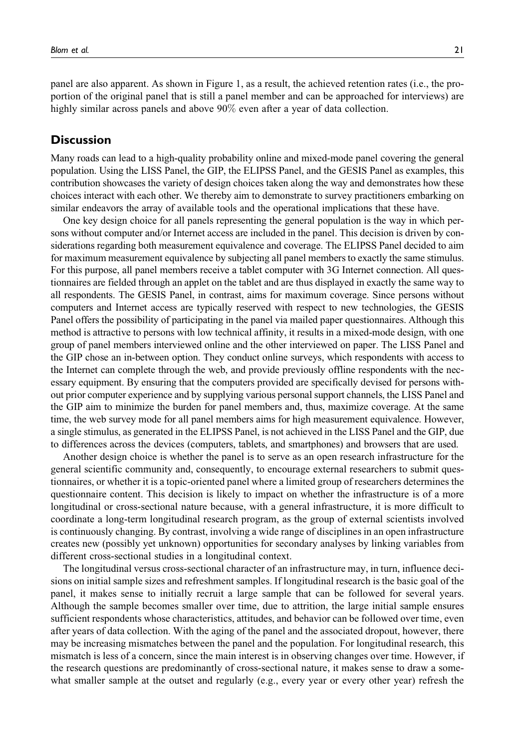panel are also apparent. As shown in Figure 1, as a result, the achieved retention rates (i.e., the proportion of the original panel that is still a panel member and can be approached for interviews) are highly similar across panels and above 90% even after a year of data collection.

## Discussion

Many roads can lead to a high-quality probability online and mixed-mode panel covering the general population. Using the LISS Panel, the GIP, the ELIPSS Panel, and the GESIS Panel as examples, this contribution showcases the variety of design choices taken along the way and demonstrates how these choices interact with each other. We thereby aim to demonstrate to survey practitioners embarking on similar endeavors the array of available tools and the operational implications that these have.

One key design choice for all panels representing the general population is the way in which persons without computer and/or Internet access are included in the panel. This decision is driven by considerations regarding both measurement equivalence and coverage. The ELIPSS Panel decided to aim for maximum measurement equivalence by subjecting all panel members to exactly the same stimulus. For this purpose, all panel members receive a tablet computer with 3G Internet connection. All questionnaires are fielded through an applet on the tablet and are thus displayed in exactly the same way to all respondents. The GESIS Panel, in contrast, aims for maximum coverage. Since persons without computers and Internet access are typically reserved with respect to new technologies, the GESIS Panel offers the possibility of participating in the panel via mailed paper questionnaires. Although this method is attractive to persons with low technical affinity, it results in a mixed-mode design, with one group of panel members interviewed online and the other interviewed on paper. The LISS Panel and the GIP chose an in-between option. They conduct online surveys, which respondents with access to the Internet can complete through the web, and provide previously offline respondents with the necessary equipment. By ensuring that the computers provided are specifically devised for persons without prior computer experience and by supplying various personal support channels, the LISS Panel and the GIP aim to minimize the burden for panel members and, thus, maximize coverage. At the same time, the web survey mode for all panel members aims for high measurement equivalence. However, a single stimulus, as generated in the ELIPSS Panel, is not achieved in the LISS Panel and the GIP, due to differences across the devices (computers, tablets, and smartphones) and browsers that are used.

Another design choice is whether the panel is to serve as an open research infrastructure for the general scientific community and, consequently, to encourage external researchers to submit questionnaires, or whether it is a topic-oriented panel where a limited group of researchers determines the questionnaire content. This decision is likely to impact on whether the infrastructure is of a more longitudinal or cross-sectional nature because, with a general infrastructure, it is more difficult to coordinate a long-term longitudinal research program, as the group of external scientists involved is continuously changing. By contrast, involving a wide range of disciplines in an open infrastructure creates new (possibly yet unknown) opportunities for secondary analyses by linking variables from different cross-sectional studies in a longitudinal context.

The longitudinal versus cross-sectional character of an infrastructure may, in turn, influence decisions on initial sample sizes and refreshment samples. If longitudinal research is the basic goal of the panel, it makes sense to initially recruit a large sample that can be followed for several years. Although the sample becomes smaller over time, due to attrition, the large initial sample ensures sufficient respondents whose characteristics, attitudes, and behavior can be followed over time, even after years of data collection. With the aging of the panel and the associated dropout, however, there may be increasing mismatches between the panel and the population. For longitudinal research, this mismatch is less of a concern, since the main interest is in observing changes over time. However, if the research questions are predominantly of cross-sectional nature, it makes sense to draw a somewhat smaller sample at the outset and regularly (e.g., every year or every other year) refresh the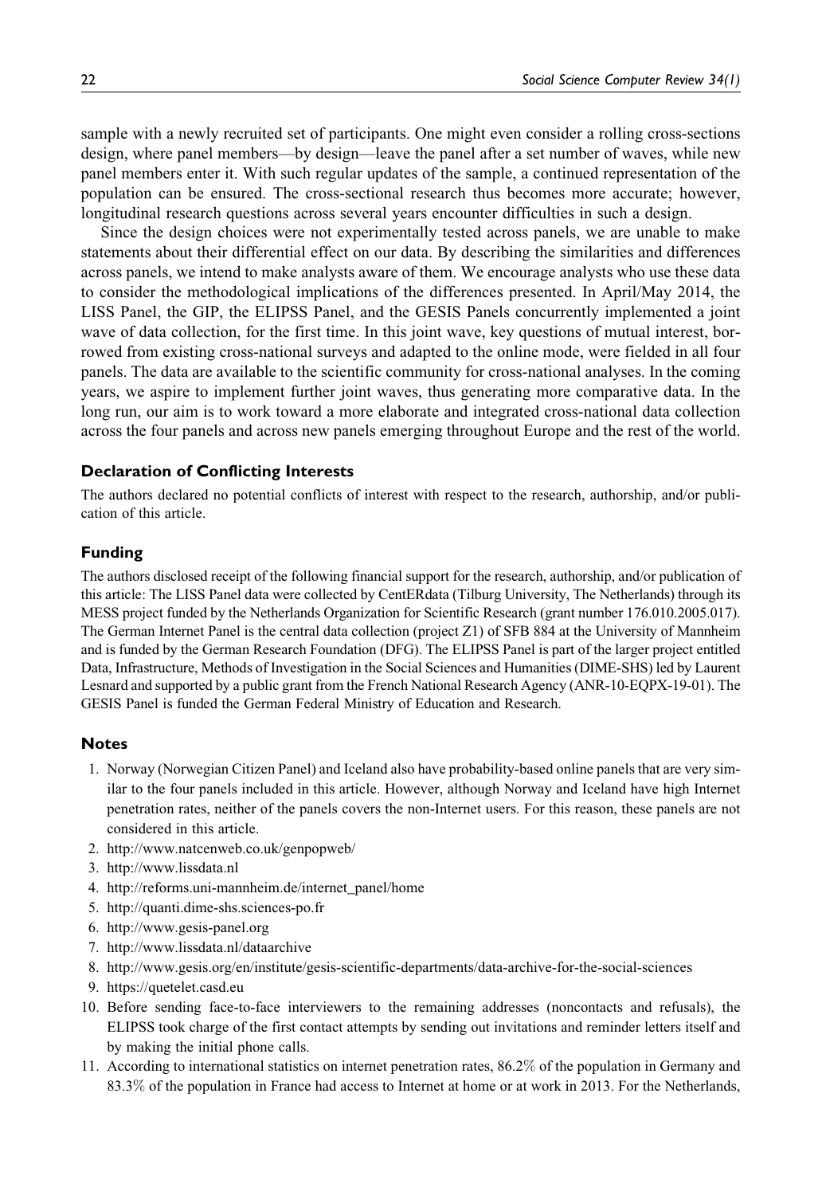sample with a newly recruited set of participants. One might even consider a rolling cross-sections design, where panel members—by design—leave the panel after a set number of waves, while new panel members enter it. With such regular updates of the sample, a continued representation of the population can be ensured. The cross-sectional research thus becomes more accurate; however, longitudinal research questions across several years encounter difficulties in such a design.

Since the design choices were not experimentally tested across panels, we are unable to make statements about their differential effect on our data. By describing the similarities and differences across panels, we intend to make analysts aware of them. We encourage analysts who use these data to consider the methodological implications of the differences presented. In April/May 2014, the LISS Panel, the GIP, the ELIPSS Panel, and the GESIS Panels concurrently implemented a joint wave of data collection, for the first time. In this joint wave, key questions of mutual interest, borrowed from existing cross-national surveys and adapted to the online mode, were fielded in all four panels. The data are available to the scientific community for cross-national analyses. In the coming years, we aspire to implement further joint waves, thus generating more comparative data. In the long run, our aim is to work toward a more elaborate and integrated cross-national data collection across the four panels and across new panels emerging throughout Europe and the rest of the world.

### Declaration of Conflicting Interests

The authors declared no potential conflicts of interest with respect to the research, authorship, and/or publication of this article.

### Funding

The authors disclosed receipt of the following financial support for the research, authorship, and/or publication of this article: The LISS Panel data were collected by CentERdata (Tilburg University, The Netherlands) through its MESS project funded by the Netherlands Organization for Scientific Research (grant number 176.010.2005.017). The German Internet Panel is the central data collection (project Z1) of SFB 884 at the University of Mannheim and is funded by the German Research Foundation (DFG). The ELIPSS Panel is part of the larger project entitled Data, Infrastructure, Methods of Investigation in the Social Sciences and Humanities (DIME-SHS) led by Laurent Lesnard and supported by a public grant from the French National Research Agency (ANR-10-EQPX-19-01). The GESIS Panel is funded the German Federal Ministry of Education and Research.

### Notes

1. Norway (Norwegian Citizen Panel) and Iceland also have probability-based online panels that are very similar to the four panels included in this article. However, although Norway and Iceland have high Internet penetration rates, neither of the panels covers the non-Internet users. For this reason, these panels are not considered in this article.
2. http://www.natcenweb.co.uk/genpopweb/
3. http://www.lissdata.nl
4. http://reforms.uni-mannheim.de/internet_panel/home
5. http://quanti.dime-shs.sciences-po.fr
6. http://www.gesis-panel.org
7. http://www.lissdata.nl/dataarchive
8. http://www.gesis.org/en/institute/gesis-scientific-departments/data-archive-for-the-social-sciences
9. https://quetelet.casd.eu
10. Before sending face-to-face interviewers to the remaining addresses (noncontacts and refusals), the ELIPSS took charge of the first contact attempts by sending out invitations and reminder letters itself and by making the initial phone calls.
11. According to international statistics on internet penetration rates, 86.2% of the population in Germany and 83.3% of the population in France had access to Internet at home or at work in 2013. For the Netherlands,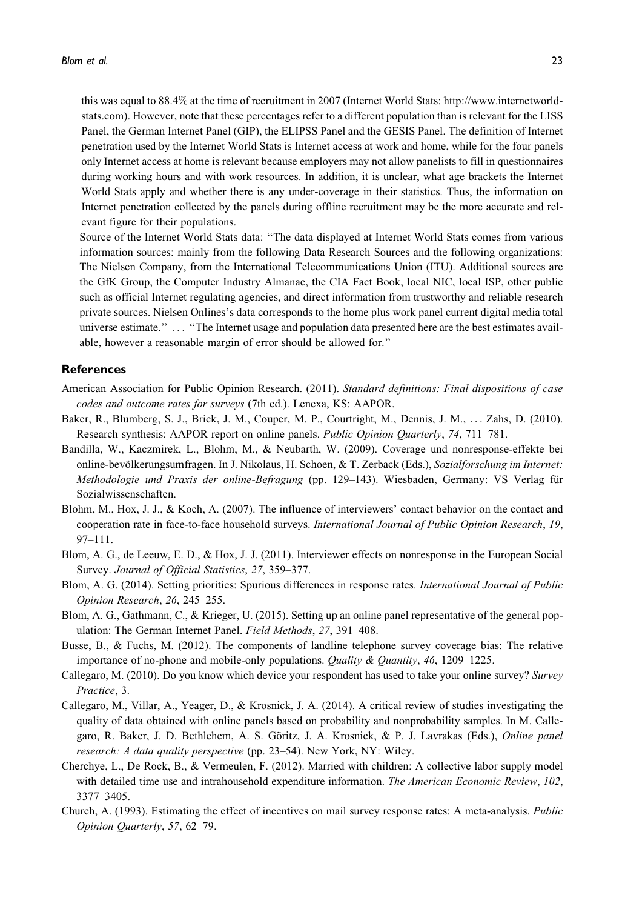this was equal to 88.4% at the time of recruitment in 2007 (Internet World Stats: http://www.internetworldstats.com). However, note that these percentages refer to a different population than is relevant for the LISS Panel, the German Internet Panel (GIP), the ELIPSS Panel and the GESIS Panel. The definition of Internet penetration used by the Internet World Stats is Internet access at work and home, while for the four panels only Internet access at home is relevant because employers may not allow panelists to fill in questionnaires during working hours and with work resources. In addition, it is unclear, what age brackets the Internet World Stats apply and whether there is any under-coverage in their statistics. Thus, the information on Internet penetration collected by the panels during offline recruitment may be the more accurate and relevant figure for their populations.

Source of the Internet World Stats data: ''The data displayed at Internet World Stats comes from various information sources: mainly from the following Data Research Sources and the following organizations: The Nielsen Company, from the International Telecommunications Union (ITU). Additional sources are the GfK Group, the Computer Industry Almanac, the CIA Fact Book, local NIC, local ISP, other public such as official Internet regulating agencies, and direct information from trustworthy and reliable research private sources. Nielsen Onlines's data corresponds to the home plus work panel current digital media total universe estimate.'' ... ''The Internet usage and population data presented here are the best estimates available, however a reasonable margin of error should be allowed for.''

## References

American Association for Public Opinion Research. (2011). *Standard definitions: Final dispositions of case codes and outcome rates for surveys* (7th ed.). Lenexa, KS: AAPOR.

Baker, R., Blumberg, S. J., Brick, J. M., Couper, M. P., Courtright, M., Dennis, J. M., ... Zahs, D. (2010). Research synthesis: AAPOR report on online panels. *Public Opinion Quarterly*, *74*, 711–781.

Bandilla, W., Kaczmirek, L., Blohm, M., & Neubarth, W. (2009). Coverage und nonresponse-effekte bei online-bevölkerungsumfragen. In J. Nikolaus, H. Schoen, & T. Zerback (Eds.), *Sozialforschung im Internet: Methodologie und Praxis der online-Befragung* (pp. 129–143). Wiesbaden, Germany: VS Verlag für Sozialwissenschaften.

Blohm, M., Hox, J. J., & Koch, A. (2007). The influence of interviewers' contact behavior on the contact and cooperation rate in face-to-face household surveys. *International Journal of Public Opinion Research*, *19*, 97–111.

Blom, A. G., de Leeuw, E. D., & Hox, J. J. (2011). Interviewer effects on nonresponse in the European Social Survey. *Journal of Official Statistics*, *27*, 359–377.

Blom, A. G. (2014). Setting priorities: Spurious differences in response rates. *International Journal of Public Opinion Research*, *26*, 245–255.

Blom, A. G., Gathmann, C., & Krieger, U. (2015). Setting up an online panel representative of the general population: The German Internet Panel. *Field Methods*, *27*, 391–408.

Busse, B., & Fuchs, M. (2012). The components of landline telephone survey coverage bias: The relative importance of no-phone and mobile-only populations. *Quality & Quantity*, *46*, 1209–1225.

Callegaro, M. (2010). Do you know which device your respondent has used to take your online survey? *Survey Practice*, 3.

Callegaro, M., Villar, A., Yeager, D., & Krosnick, J. A. (2014). A critical review of studies investigating the quality of data obtained with online panels based on probability and nonprobability samples. In M. Callegaro, R. Baker, J. D. Bethlehem, A. S. Göritz, J. A. Krosnick, & P. J. Lavrakas (Eds.), *Online panel research: A data quality perspective* (pp. 23–54). New York, NY: Wiley.

Cherchye, L., De Rock, B., & Vermeulen, F. (2012). Married with children: A collective labor supply model with detailed time use and intrahousehold expenditure information. *The American Economic Review*, *102*, 3377–3405.

Church, A. (1993). Estimating the effect of incentives on mail survey response rates: A meta-analysis. *Public Opinion Quarterly*, *57*, 62–79.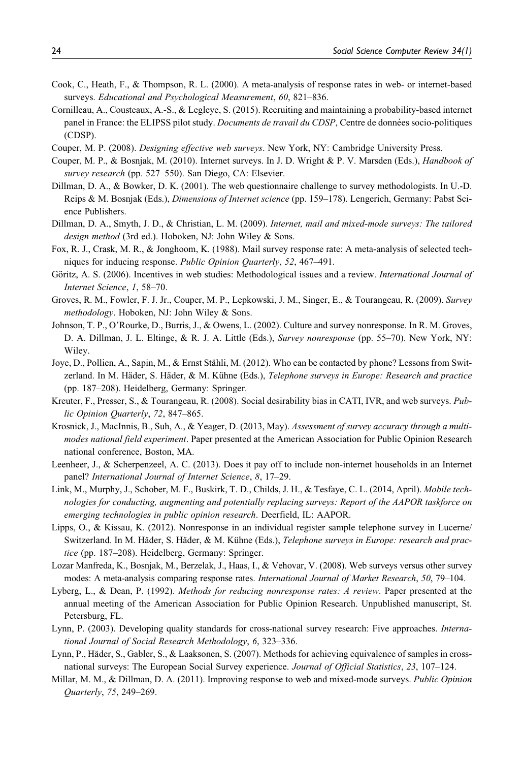Cook, C., Heath, F., & Thompson, R. L. (2000). A meta-analysis of response rates in web- or internet-based surveys. *Educational and Psychological Measurement*, *60*, 821–836.

Cornilleau, A., Cousteaux, A.-S., & Legleye, S. (2015). Recruiting and maintaining a probability-based internet panel in France: the ELIPSS pilot study. *Documents de travail du CDSP*, Centre de données socio-politiques (CDSP).

Couper, M. P. (2008). *Designing effective web surveys*. New York, NY: Cambridge University Press.

Couper, M. P., & Bosnjak, M. (2010). Internet surveys. In J. D. Wright & P. V. Marsden (Eds.), *Handbook of survey research* (pp. 527–550). San Diego, CA: Elsevier.

Dillman, D. A., & Bowker, D. K. (2001). The web questionnaire challenge to survey methodologists. In U.-D. Reips & M. Bosnjak (Eds.), *Dimensions of Internet science* (pp. 159–178). Lengerich, Germany: Pabst Science Publishers.

Dillman, D. A., Smyth, J. D., & Christian, L. M. (2009). *Internet, mail and mixed-mode surveys: The tailored design method* (3rd ed.). Hoboken, NJ: John Wiley & Sons.

Fox, R. J., Crask, M. R., & Jonghoom, K. (1988). Mail survey response rate: A meta-analysis of selected techniques for inducing response. *Public Opinion Quarterly*, *52*, 467–491.

Göritz, A. S. (2006). Incentives in web studies: Methodological issues and a review. *International Journal of Internet Science*, *1*, 58–70.

Groves, R. M., Fowler, F. J. Jr., Couper, M. P., Lepkowski, J. M., Singer, E., & Tourangeau, R. (2009). *Survey methodology*. Hoboken, NJ: John Wiley & Sons.

Johnson, T. P., O'Rourke, D., Burris, J., & Owens, L. (2002). Culture and survey nonresponse. In R. M. Groves, D. A. Dillman, J. L. Eltinge, & R. J. A. Little (Eds.), *Survey nonresponse* (pp. 55–70). New York, NY: Wiley.

Joye, D., Pollien, A., Sapin, M., & Ernst Stähli, M. (2012). Who can be contacted by phone? Lessons from Switzerland. In M. Häder, S. Häder, & M. Kühne (Eds.), *Telephone surveys in Europe: Research and practice* (pp. 187–208). Heidelberg, Germany: Springer.

Kreuter, F., Presser, S., & Tourangeau, R. (2008). Social desirability bias in CATI, IVR, and web surveys. *Public Opinion Quarterly*, *72*, 847–865.

Krosnick, J., MacInnis, B., Suh, A., & Yeager, D. (2013, May). *Assessment of survey accuracy through a multi-modes national field experiment*. Paper presented at the American Association for Public Opinion Research national conference, Boston, MA.

Leenheer, J., & Scherpenzeel, A. C. (2013). Does it pay off to include non-internet households in an Internet panel? *International Journal of Internet Science*, *8*, 17–29.

Link, M., Murphy, J., Schober, M. F., Buskirk, T. D., Childs, J. H., & Tesfaye, C. L. (2014, April). *Mobile technologies for conducting, augmenting and potentially replacing surveys: Report of the AAPOR taskforce on emerging technologies in public opinion research*. Deerfield, IL: AAPOR.

Lipps, O., & Kissau, K. (2012). Nonresponse in an individual register sample telephone survey in Lucerne/Switzerland. In M. Häder, S. Häder, & M. Kühne (Eds.), *Telephone surveys in Europe: research and practice* (pp. 187–208). Heidelberg, Germany: Springer.

Lozar Manfreda, K., Bosnjak, M., Berzelak, J., Haas, I., & Vehovar, V. (2008). Web surveys versus other survey modes: A meta-analysis comparing response rates. *International Journal of Market Research*, *50*, 79–104.

Lyberg, L., & Dean, P. (1992). *Methods for reducing nonresponse rates: A review*. Paper presented at the annual meeting of the American Association for Public Opinion Research. Unpublished manuscript, St. Petersburg, FL.

Lynn, P. (2003). Developing quality standards for cross-national survey research: Five approaches. *International Journal of Social Research Methodology*, *6*, 323–336.

Lynn, P., Häder, S., Gabler, S., & Laaksonen, S. (2007). Methods for achieving equivalence of samples in cross-national surveys: The European Social Survey experience. *Journal of Official Statistics*, *23*, 107–124.

Millar, M. M., & Dillman, D. A. (2011). Improving response to web and mixed-mode surveys. *Public Opinion Quarterly*, *75*, 249–269.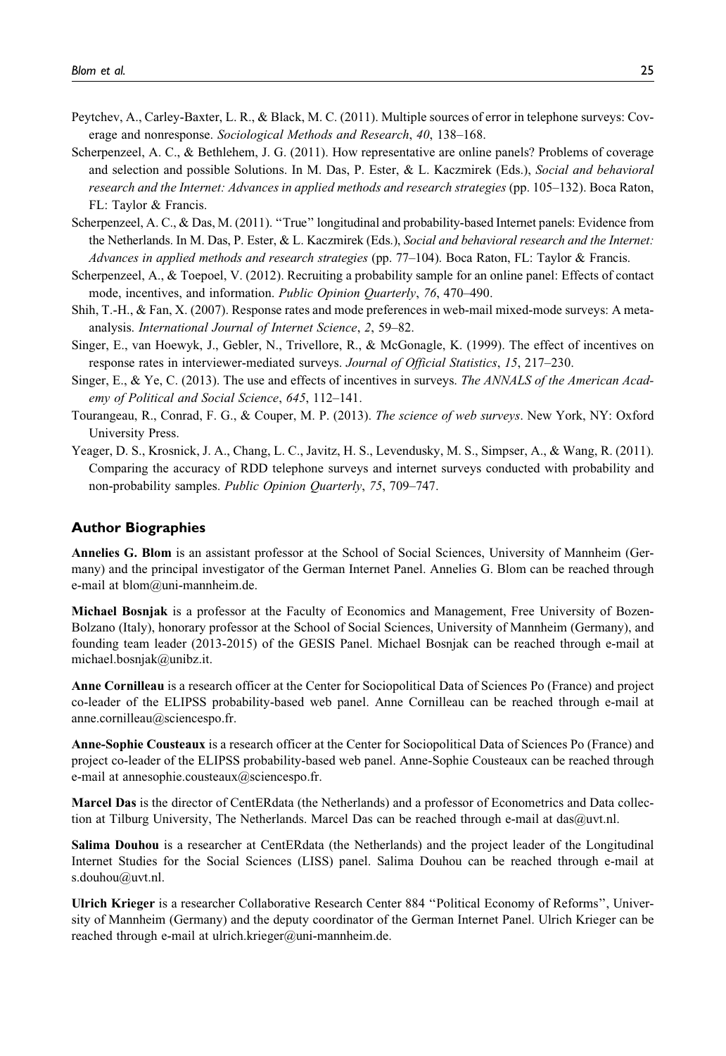Peytchev, A., Carley-Baxter, L. R., & Black, M. C. (2011). Multiple sources of error in telephone surveys: Coverage and nonresponse. *Sociological Methods and Research*, *40*, 138–168.

Scherpenzeel, A. C., & Bethlehem, J. G. (2011). How representative are online panels? Problems of coverage and selection and possible Solutions. In M. Das, P. Ester, & L. Kaczmirek (Eds.), *Social and behavioral research and the Internet: Advances in applied methods and research strategies* (pp. 105–132). Boca Raton, FL: Taylor & Francis.

Scherpenzeel, A. C., & Das, M. (2011). "True" longitudinal and probability-based Internet panels: Evidence from the Netherlands. In M. Das, P. Ester, & L. Kaczmirek (Eds.), *Social and behavioral research and the Internet: Advances in applied methods and research strategies* (pp. 77–104). Boca Raton, FL: Taylor & Francis.

Scherpenzeel, A., & Toepoel, V. (2012). Recruiting a probability sample for an online panel: Effects of contact mode, incentives, and information. *Public Opinion Quarterly*, *76*, 470–490.

Shih, T.-H., & Fan, X. (2007). Response rates and mode preferences in web-mail mixed-mode surveys: A meta-analysis. *International Journal of Internet Science*, *2*, 59–82.

Singer, E., van Hoewyk, J., Gebler, N., Trivellore, R., & McGonagle, K. (1999). The effect of incentives on response rates in interviewer-mediated surveys. *Journal of Official Statistics*, *15*, 217–230.

Singer, E., & Ye, C. (2013). The use and effects of incentives in surveys. *The ANNALS of the American Academy of Political and Social Science*, *645*, 112–141.

Tourangeau, R., Conrad, F. G., & Couper, M. P. (2013). *The science of web surveys*. New York, NY: Oxford University Press.

Yeager, D. S., Krosnick, J. A., Chang, L. C., Javitz, H. S., Levendusky, M. S., Simpser, A., & Wang, R. (2011). Comparing the accuracy of RDD telephone surveys and internet surveys conducted with probability and non-probability samples. *Public Opinion Quarterly*, *75*, 709–747.

## Author Biographies

**Annelies G. Blom** is an assistant professor at the School of Social Sciences, University of Mannheim (Germany) and the principal investigator of the German Internet Panel. Annelies G. Blom can be reached through e-mail at blom@uni-mannheim.de.

**Michael Bosnjak** is a professor at the Faculty of Economics and Management, Free University of Bozen-Bolzano (Italy), honorary professor at the School of Social Sciences, University of Mannheim (Germany), and founding team leader (2013-2015) of the GESIS Panel. Michael Bosnjak can be reached through e-mail at michael.bosnjak@unibz.it.

**Anne Cornilleau** is a research officer at the Center for Sociopolitical Data of Sciences Po (France) and project co-leader of the ELIPSS probability-based web panel. Anne Cornilleau can be reached through e-mail at anne.cornilleau@sciencespo.fr.

**Anne-Sophie Cousteaux** is a research officer at the Center for Sociopolitical Data of Sciences Po (France) and project co-leader of the ELIPSS probability-based web panel. Anne-Sophie Cousteaux can be reached through e-mail at annesophie.cousteaux@sciencespo.fr.

**Marcel Das** is the director of CentERdata (the Netherlands) and a professor of Econometrics and Data collection at Tilburg University, The Netherlands. Marcel Das can be reached through e-mail at das@uvt.nl.

**Salima Douhou** is a researcher at CentERdata (the Netherlands) and the project leader of the Longitudinal Internet Studies for the Social Sciences (LISS) panel. Salima Douhou can be reached through e-mail at s.douhou@uvt.nl.

**Ulrich Krieger** is a researcher Collaborative Research Center 884 "Political Economy of Reforms", University of Mannheim (Germany) and the deputy coordinator of the German Internet Panel. Ulrich Krieger can be reached through e-mail at ulrich.krieger@uni-mannheim.de.